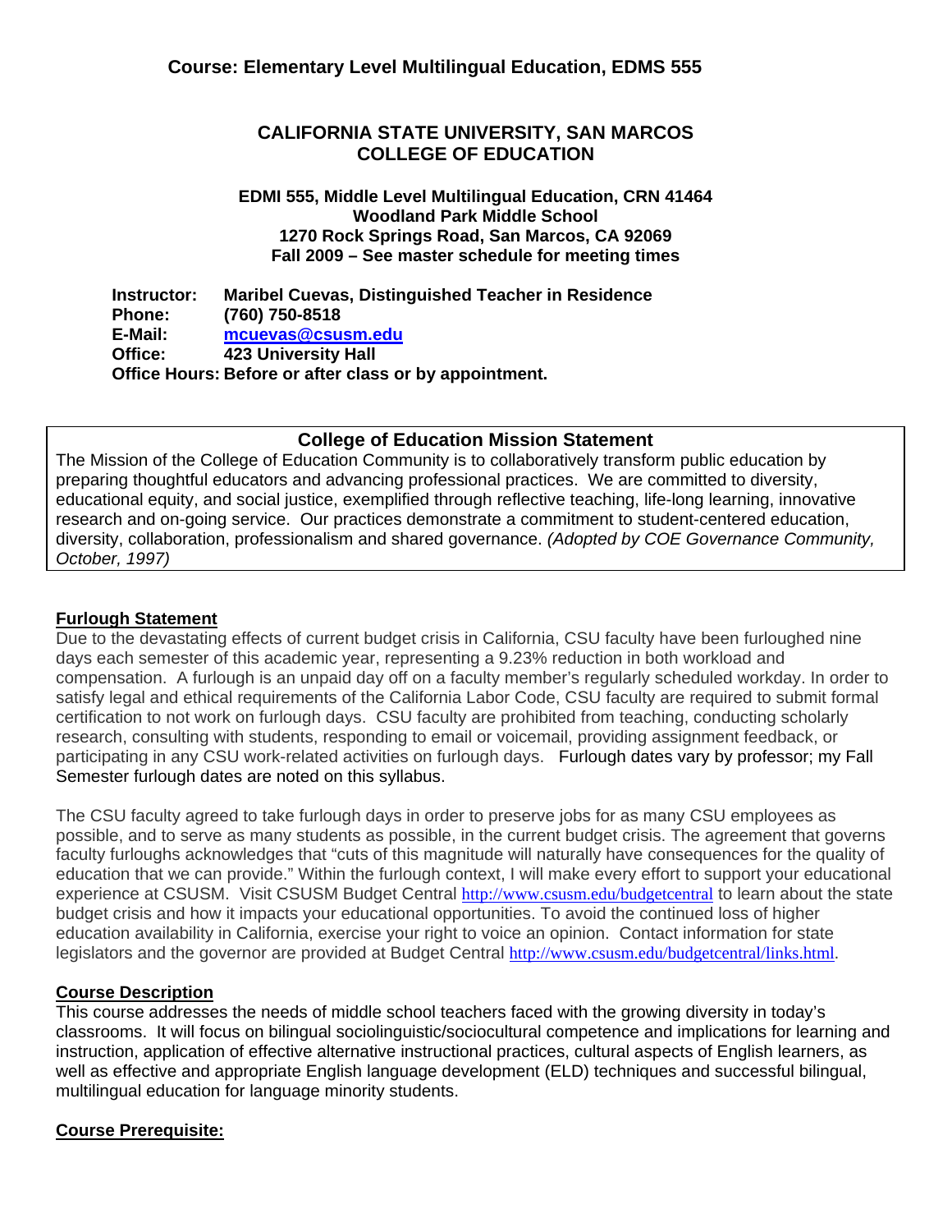## Course: Elementary Level Multilingual Education, EDMS 555

# CALIFORNIA STATE UNIVERSITY, SAN MARCOS
# COLLEGE OF EDUCATION

**EDMI 555, Middle Level Multilingual Education, CRN 41464**
**Woodland Park Middle School**
**1270 Rock Springs Road, San Marcos, CA 92069**
**Fall 2009 – See master schedule for meeting times**

**Instructor:** Maribel Cuevas, Distinguished Teacher in Residence
**Phone:** (760) 750-8518
**E-Mail:** mcuevas@csusm.edu
**Office:** 423 University Hall
**Office Hours:** Before or after class or by appointment.

### College of Education Mission Statement

The Mission of the College of Education Community is to collaboratively transform public education by preparing thoughtful educators and advancing professional practices. We are committed to diversity, educational equity, and social justice, exemplified through reflective teaching, life-long learning, innovative research and on-going service. Our practices demonstrate a commitment to student-centered education, diversity, collaboration, professionalism and shared governance. *(Adopted by COE Governance Community, October, 1997)*

### Furlough Statement

Due to the devastating effects of current budget crisis in California, CSU faculty have been furloughed nine days each semester of this academic year, representing a 9.23% reduction in both workload and compensation. A furlough is an unpaid day off on a faculty member's regularly scheduled workday. In order to satisfy legal and ethical requirements of the California Labor Code, CSU faculty are required to submit formal certification to not work on furlough days. CSU faculty are prohibited from teaching, conducting scholarly research, consulting with students, responding to email or voicemail, providing assignment feedback, or participating in any CSU work-related activities on furlough days. Furlough dates vary by professor; my Fall Semester furlough dates are noted on this syllabus.

The CSU faculty agreed to take furlough days in order to preserve jobs for as many CSU employees as possible, and to serve as many students as possible, in the current budget crisis. The agreement that governs faculty furloughs acknowledges that "cuts of this magnitude will naturally have consequences for the quality of education that we can provide." Within the furlough context, I will make every effort to support your educational experience at CSUSM. Visit CSUSM Budget Central http://www.csusm.edu/budgetcentral to learn about the state budget crisis and how it impacts your educational opportunities. To avoid the continued loss of higher education availability in California, exercise your right to voice an opinion. Contact information for state legislators and the governor are provided at Budget Central http://www.csusm.edu/budgetcentral/links.html.

### Course Description

This course addresses the needs of middle school teachers faced with the growing diversity in today's classrooms. It will focus on bilingual sociolinguistic/sociocultural competence and implications for learning and instruction, application of effective alternative instructional practices, cultural aspects of English learners, as well as effective and appropriate English language development (ELD) techniques and successful bilingual, multilingual education for language minority students.

### Course Prerequisite: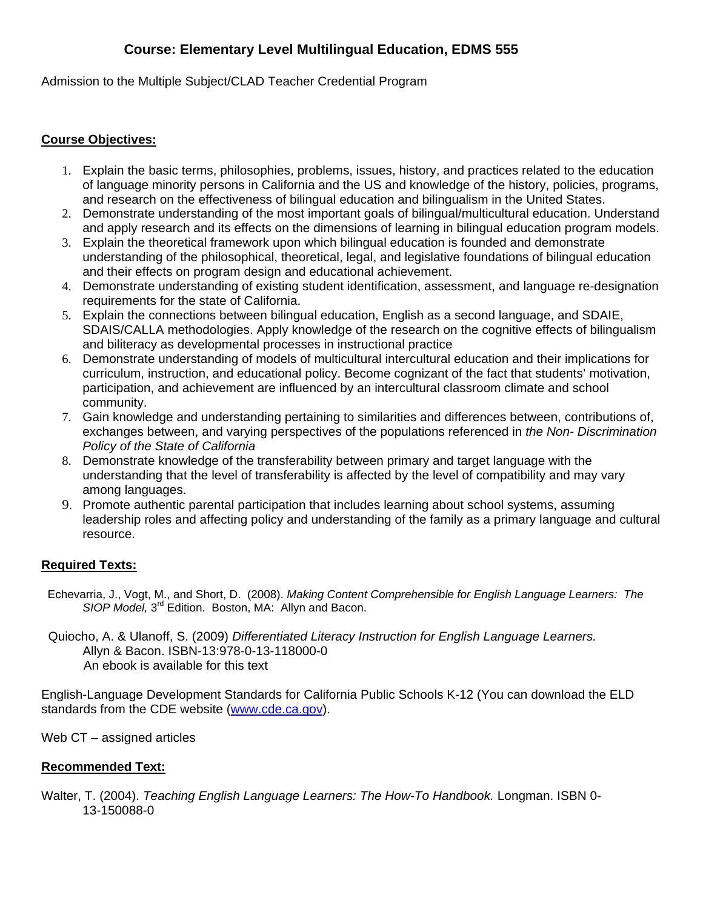# Course: Elementary Level Multilingual Education, EDMS 555

Admission to the Multiple Subject/CLAD Teacher Credential Program

**Course Objectives:**

1. Explain the basic terms, philosophies, problems, issues, history, and practices related to the education of language minority persons in California and the US and knowledge of the history, policies, programs, and research on the effectiveness of bilingual education and bilingualism in the United States.
2. Demonstrate understanding of the most important goals of bilingual/multicultural education. Understand and apply research and its effects on the dimensions of learning in bilingual education program models.
3. Explain the theoretical framework upon which bilingual education is founded and demonstrate understanding of the philosophical, theoretical, legal, and legislative foundations of bilingual education and their effects on program design and educational achievement.
4. Demonstrate understanding of existing student identification, assessment, and language re-designation requirements for the state of California.
5. Explain the connections between bilingual education, English as a second language, and SDAIE, SDAIS/CALLA methodologies. Apply knowledge of the research on the cognitive effects of bilingualism and biliteracy as developmental processes in instructional practice
6. Demonstrate understanding of models of multicultural intercultural education and their implications for curriculum, instruction, and educational policy. Become cognizant of the fact that students' motivation, participation, and achievement are influenced by an intercultural classroom climate and school community.
7. Gain knowledge and understanding pertaining to similarities and differences between, contributions of, exchanges between, and varying perspectives of the populations referenced in *the Non- Discrimination Policy of the State of California*
8. Demonstrate knowledge of the transferability between primary and target language with the understanding that the level of transferability is affected by the level of compatibility and may vary among languages.
9. Promote authentic parental participation that includes learning about school systems, assuming leadership roles and affecting policy and understanding of the family as a primary language and cultural resource.

**Required Texts:**

Echevarria, J., Vogt, M., and Short, D. (2008). *Making Content Comprehensible for English Language Learners: The SIOP Model,* 3rd Edition. Boston, MA: Allyn and Bacon.

Quiocho, A. & Ulanoff, S. (2009) *Differentiated Literacy Instruction for English Language Learners.* Allyn & Bacon. ISBN-13:978-0-13-118000-0
An ebook is available for this text

English-Language Development Standards for California Public Schools K-12 (You can download the ELD standards from the CDE website (www.cde.ca.gov).

Web CT – assigned articles

**Recommended Text:**

Walter, T. (2004). *Teaching English Language Learners: The How-To Handbook.* Longman. ISBN 0-13-150088-0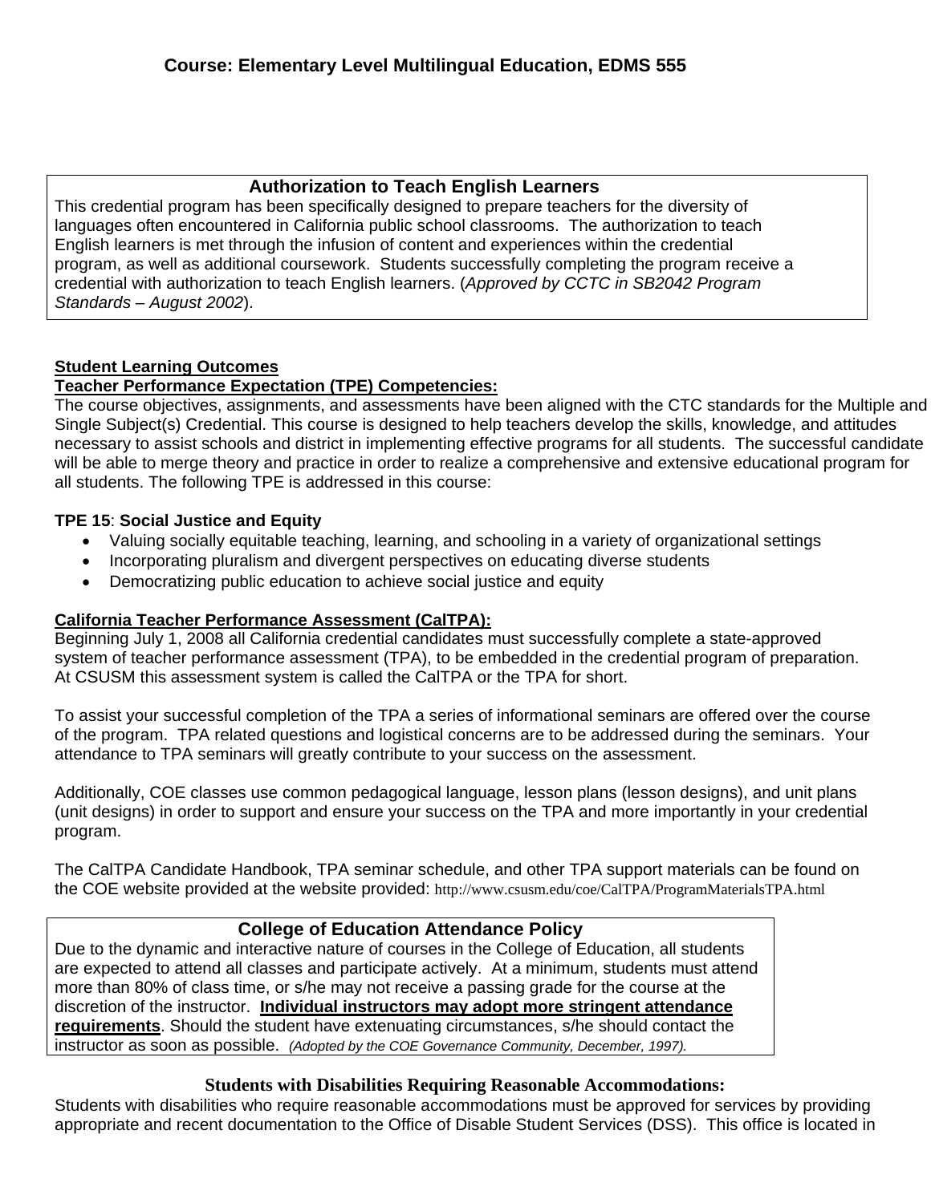**Course: Elementary Level Multilingual Education, EDMS 555**

**Authorization to Teach English Learners**

This credential program has been specifically designed to prepare teachers for the diversity of languages often encountered in California public school classrooms. The authorization to teach English learners is met through the infusion of content and experiences within the credential program, as well as additional coursework. Students successfully completing the program receive a credential with authorization to teach English learners. (*Approved by CCTC in SB2042 Program Standards – August 2002*).

**Student Learning Outcomes**

**Teacher Performance Expectation (TPE) Competencies:**

The course objectives, assignments, and assessments have been aligned with the CTC standards for the Multiple and Single Subject(s) Credential. This course is designed to help teachers develop the skills, knowledge, and attitudes necessary to assist schools and district in implementing effective programs for all students. The successful candidate will be able to merge theory and practice in order to realize a comprehensive and extensive educational program for all students. The following TPE is addressed in this course:

**TPE 15**: **Social Justice and Equity**

- Valuing socially equitable teaching, learning, and schooling in a variety of organizational settings
- Incorporating pluralism and divergent perspectives on educating diverse students
- Democratizing public education to achieve social justice and equity

**California Teacher Performance Assessment (CalTPA):**

Beginning July 1, 2008 all California credential candidates must successfully complete a state-approved system of teacher performance assessment (TPA), to be embedded in the credential program of preparation. At CSUSM this assessment system is called the CalTPA or the TPA for short.

To assist your successful completion of the TPA a series of informational seminars are offered over the course of the program. TPA related questions and logistical concerns are to be addressed during the seminars. Your attendance to TPA seminars will greatly contribute to your success on the assessment.

Additionally, COE classes use common pedagogical language, lesson plans (lesson designs), and unit plans (unit designs) in order to support and ensure your success on the TPA and more importantly in your credential program.

The CalTPA Candidate Handbook, TPA seminar schedule, and other TPA support materials can be found on the COE website provided at the website provided: http://www.csusm.edu/coe/CalTPA/ProgramMaterialsTPA.html

**College of Education Attendance Policy**

Due to the dynamic and interactive nature of courses in the College of Education, all students are expected to attend all classes and participate actively. At a minimum, students must attend more than 80% of class time, or s/he may not receive a passing grade for the course at the discretion of the instructor. **Individual instructors may adopt more stringent attendance requirements**. Should the student have extenuating circumstances, s/he should contact the instructor as soon as possible. *(Adopted by the COE Governance Community, December, 1997).*

**Students with Disabilities Requiring Reasonable Accommodations:**

Students with disabilities who require reasonable accommodations must be approved for services by providing appropriate and recent documentation to the Office of Disable Student Services (DSS). This office is located in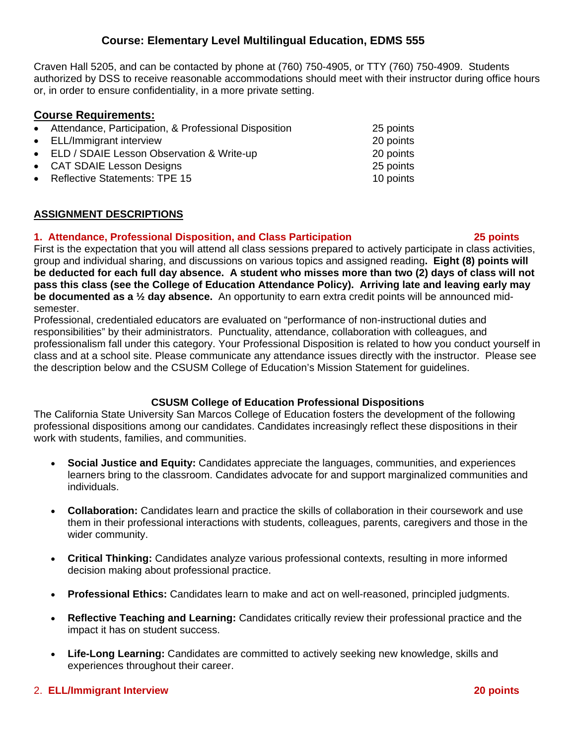## Course: Elementary Level Multilingual Education, EDMS 555

Craven Hall 5205, and can be contacted by phone at (760) 750-4905, or TTY (760) 750-4909. Students authorized by DSS to receive reasonable accommodations should meet with their instructor during office hours or, in order to ensure confidentiality, in a more private setting.

### Course Requirements:

- Attendance, Participation, & Professional Disposition — 25 points
- ELL/Immigrant interview — 20 points
- ELD / SDAIE Lesson Observation & Write-up — 20 points
- CAT SDAIE Lesson Designs — 25 points
- Reflective Statements: TPE 15 — 10 points

### ASSIGNMENT DESCRIPTIONS

**1. Attendance, Professional Disposition, and Class Participation — 25 points**

First is the expectation that you will attend all class sessions prepared to actively participate in class activities, group and individual sharing, and discussions on various topics and assigned reading**. Eight (8) points will be deducted for each full day absence. A student who misses more than two (2) days of class will not pass this class (see the College of Education Attendance Policy). Arriving late and leaving early may be documented as a ½ day absence.** An opportunity to earn extra credit points will be announced mid-semester.

Professional, credentialed educators are evaluated on "performance of non-instructional duties and responsibilities" by their administrators. Punctuality, attendance, collaboration with colleagues, and professionalism fall under this category. Your Professional Disposition is related to how you conduct yourself in class and at a school site. Please communicate any attendance issues directly with the instructor. Please see the description below and the CSUSM College of Education's Mission Statement for guidelines.

**CSUSM College of Education Professional Dispositions**

The California State University San Marcos College of Education fosters the development of the following professional dispositions among our candidates. Candidates increasingly reflect these dispositions in their work with students, families, and communities.

- **Social Justice and Equity:** Candidates appreciate the languages, communities, and experiences learners bring to the classroom. Candidates advocate for and support marginalized communities and individuals.
- **Collaboration:** Candidates learn and practice the skills of collaboration in their coursework and use them in their professional interactions with students, colleagues, parents, caregivers and those in the wider community.
- **Critical Thinking:** Candidates analyze various professional contexts, resulting in more informed decision making about professional practice.
- **Professional Ethics:** Candidates learn to make and act on well-reasoned, principled judgments.
- **Reflective Teaching and Learning:** Candidates critically review their professional practice and the impact it has on student success.
- **Life-Long Learning:** Candidates are committed to actively seeking new knowledge, skills and experiences throughout their career.

2. **ELL/Immigrant Interview — 20 points**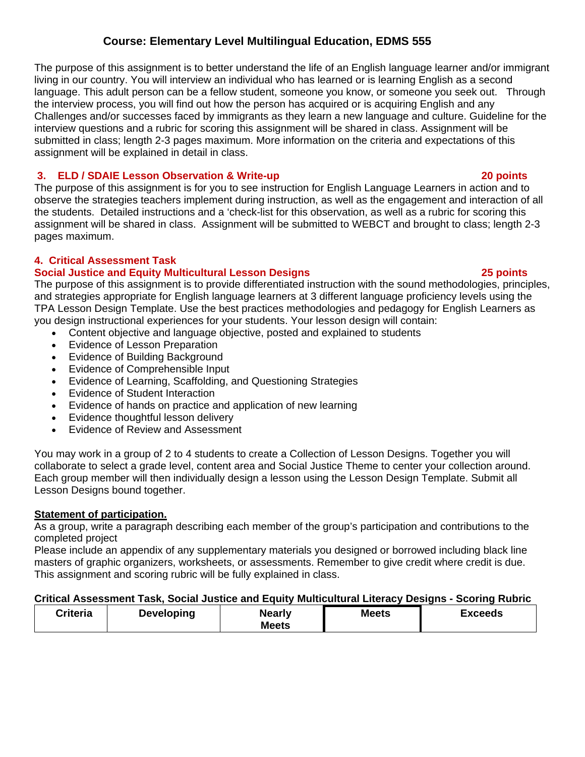# Course: Elementary Level Multilingual Education, EDMS 555

The purpose of this assignment is to better understand the life of an English language learner and/or immigrant living in our country. You will interview an individual who has learned or is learning English as a second language. This adult person can be a fellow student, someone you know, or someone you seek out. Through the interview process, you will find out how the person has acquired or is acquiring English and any Challenges and/or successes faced by immigrants as they learn a new language and culture. Guideline for the interview questions and a rubric for scoring this assignment will be shared in class. Assignment will be submitted in class; length 2-3 pages maximum. More information on the criteria and expectations of this assignment will be explained in detail in class.

### 3. ELD / SDAIE Lesson Observation & Write-up — 20 points

The purpose of this assignment is for you to see instruction for English Language Learners in action and to observe the strategies teachers implement during instruction, as well as the engagement and interaction of all the students. Detailed instructions and a 'check-list for this observation, as well as a rubric for scoring this assignment will be shared in class. Assignment will be submitted to WEBCT and brought to class; length 2-3 pages maximum.

### 4. Critical Assessment Task
### Social Justice and Equity Multicultural Lesson Designs — 25 points

The purpose of this assignment is to provide differentiated instruction with the sound methodologies, principles, and strategies appropriate for English language learners at 3 different language proficiency levels using the TPA Lesson Design Template. Use the best practices methodologies and pedagogy for English Learners as you design instructional experiences for your students. Your lesson design will contain:

- Content objective and language objective, posted and explained to students
- Evidence of Lesson Preparation
- Evidence of Building Background
- Evidence of Comprehensible Input
- Evidence of Learning, Scaffolding, and Questioning Strategies
- Evidence of Student Interaction
- Evidence of hands on practice and application of new learning
- Evidence thoughtful lesson delivery
- Evidence of Review and Assessment

You may work in a group of 2 to 4 students to create a Collection of Lesson Designs. Together you will collaborate to select a grade level, content area and Social Justice Theme to center your collection around. Each group member will then individually design a lesson using the Lesson Design Template. Submit all Lesson Designs bound together.

**Statement of participation.**

As a group, write a paragraph describing each member of the group's participation and contributions to the completed project

Please include an appendix of any supplementary materials you designed or borrowed including black line masters of graphic organizers, worksheets, or assessments. Remember to give credit where credit is due. This assignment and scoring rubric will be fully explained in class.

**Critical Assessment Task, Social Justice and Equity Multicultural Literacy Designs - Scoring Rubric**

| Criteria | Developing | Nearly Meets | Meets | Exceeds |
|---|---|---|---|---|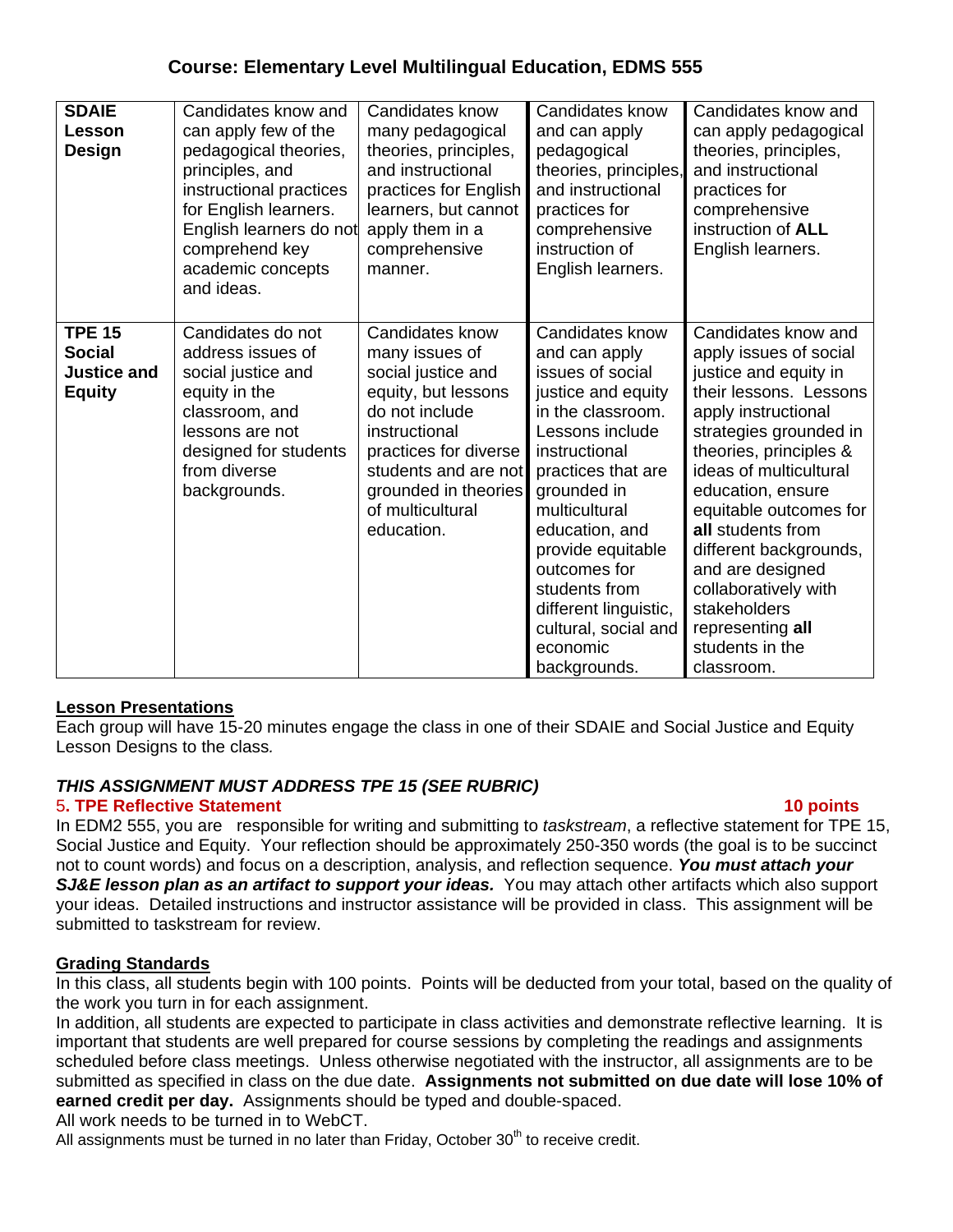## Course: Elementary Level Multilingual Education, EDMS 555

| | | | | |
|---|---|---|---|---|
| **SDAIE Lesson Design** | Candidates know and can apply few of the pedagogical theories, principles, and instructional practices for English learners. English learners do not comprehend key academic concepts and ideas. | Candidates know many pedagogical theories, principles, and instructional practices for English learners, but cannot apply them in a comprehensive manner. | Candidates know and can apply pedagogical theories, principles, and instructional practices for comprehensive instruction of English learners. | Candidates know and can apply pedagogical theories, principles, and instructional practices for comprehensive instruction of **ALL** English learners. |
| **TPE 15 Social Justice and Equity** | Candidates do not address issues of social justice and equity in the classroom, and lessons are not designed for students from diverse backgrounds. | Candidates know many issues of social justice and equity, but lessons do not include instructional practices for diverse students and are not grounded in theories of multicultural education. | Candidates know and can apply issues of social justice and equity in the classroom. Lessons include instructional practices that are grounded in multicultural education, and provide equitable outcomes for students from different linguistic, cultural, social and economic backgrounds. | Candidates know and apply issues of social justice and equity in their lessons. Lessons apply instructional strategies grounded in theories, principles & ideas of multicultural education, ensure equitable outcomes for **all** students from different backgrounds, and are designed collaboratively with stakeholders representing **all** students in the classroom. |

**Lesson Presentations**

Each group will have 15-20 minutes engage the class in one of their SDAIE and Social Justice and Equity Lesson Designs to the class*.*

***THIS ASSIGNMENT MUST ADDRESS TPE 15 (SEE RUBRIC)***

**5. TPE Reflective Statement** **10 points**

In EDM2 555, you are responsible for writing and submitting to *taskstream*, a reflective statement for TPE 15, Social Justice and Equity. Your reflection should be approximately 250-350 words (the goal is to be succinct not to count words) and focus on a description, analysis, and reflection sequence. ***You must attach your SJ&E lesson plan as an artifact to support your ideas.*** You may attach other artifacts which also support your ideas. Detailed instructions and instructor assistance will be provided in class. This assignment will be submitted to taskstream for review.

**Grading Standards**

In this class, all students begin with 100 points. Points will be deducted from your total, based on the quality of the work you turn in for each assignment.

In addition, all students are expected to participate in class activities and demonstrate reflective learning. It is important that students are well prepared for course sessions by completing the readings and assignments scheduled before class meetings. Unless otherwise negotiated with the instructor, all assignments are to be submitted as specified in class on the due date. **Assignments not submitted on due date will lose 10% of earned credit per day.** Assignments should be typed and double-spaced.

All work needs to be turned in to WebCT.

All assignments must be turned in no later than Friday, October 30th to receive credit.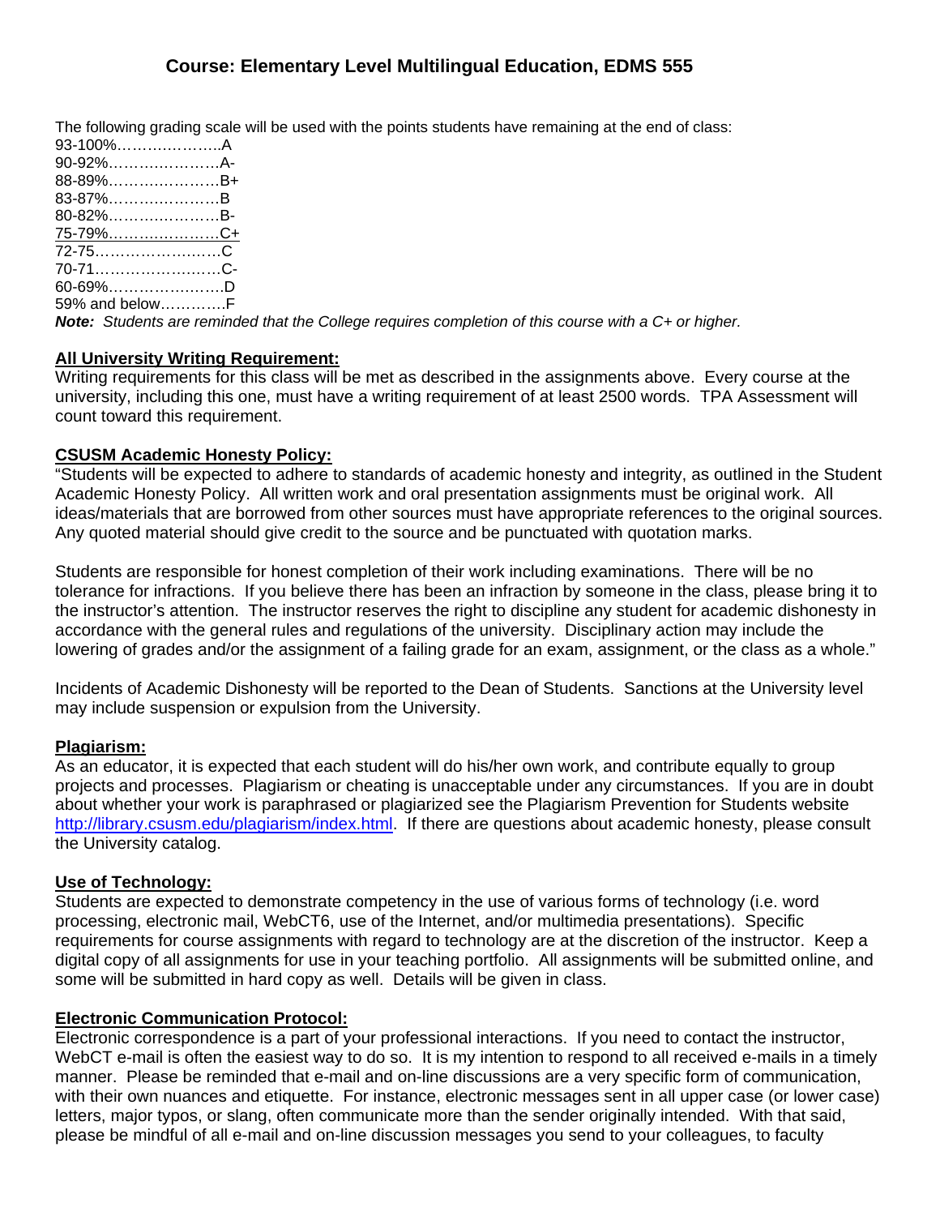## Course: Elementary Level Multilingual Education, EDMS 555

The following grading scale will be used with the points students have remaining at the end of class:

93-100%………………..A
90-92%…………………A-
88-89%…………………B+
83-87%…………………B
80-82%…………………B-
75-79%…………………C+
72-75……………………C
70-71……………………C-
60-69%…………………D
59% and below…………F

***Note:*** *Students are reminded that the College requires completion of this course with a C+ or higher.*

**All University Writing Requirement:**

Writing requirements for this class will be met as described in the assignments above. Every course at the university, including this one, must have a writing requirement of at least 2500 words. TPA Assessment will count toward this requirement.

**CSUSM Academic Honesty Policy:**

"Students will be expected to adhere to standards of academic honesty and integrity, as outlined in the Student Academic Honesty Policy. All written work and oral presentation assignments must be original work. All ideas/materials that are borrowed from other sources must have appropriate references to the original sources. Any quoted material should give credit to the source and be punctuated with quotation marks.

Students are responsible for honest completion of their work including examinations. There will be no tolerance for infractions. If you believe there has been an infraction by someone in the class, please bring it to the instructor's attention. The instructor reserves the right to discipline any student for academic dishonesty in accordance with the general rules and regulations of the university. Disciplinary action may include the lowering of grades and/or the assignment of a failing grade for an exam, assignment, or the class as a whole."

Incidents of Academic Dishonesty will be reported to the Dean of Students. Sanctions at the University level may include suspension or expulsion from the University.

**Plagiarism:**

As an educator, it is expected that each student will do his/her own work, and contribute equally to group projects and processes. Plagiarism or cheating is unacceptable under any circumstances. If you are in doubt about whether your work is paraphrased or plagiarized see the Plagiarism Prevention for Students website http://library.csusm.edu/plagiarism/index.html. If there are questions about academic honesty, please consult the University catalog.

**Use of Technology:**

Students are expected to demonstrate competency in the use of various forms of technology (i.e. word processing, electronic mail, WebCT6, use of the Internet, and/or multimedia presentations). Specific requirements for course assignments with regard to technology are at the discretion of the instructor. Keep a digital copy of all assignments for use in your teaching portfolio. All assignments will be submitted online, and some will be submitted in hard copy as well. Details will be given in class.

**Electronic Communication Protocol:**

Electronic correspondence is a part of your professional interactions. If you need to contact the instructor, WebCT e-mail is often the easiest way to do so. It is my intention to respond to all received e-mails in a timely manner. Please be reminded that e-mail and on-line discussions are a very specific form of communication, with their own nuances and etiquette. For instance, electronic messages sent in all upper case (or lower case) letters, major typos, or slang, often communicate more than the sender originally intended. With that said, please be mindful of all e-mail and on-line discussion messages you send to your colleagues, to faculty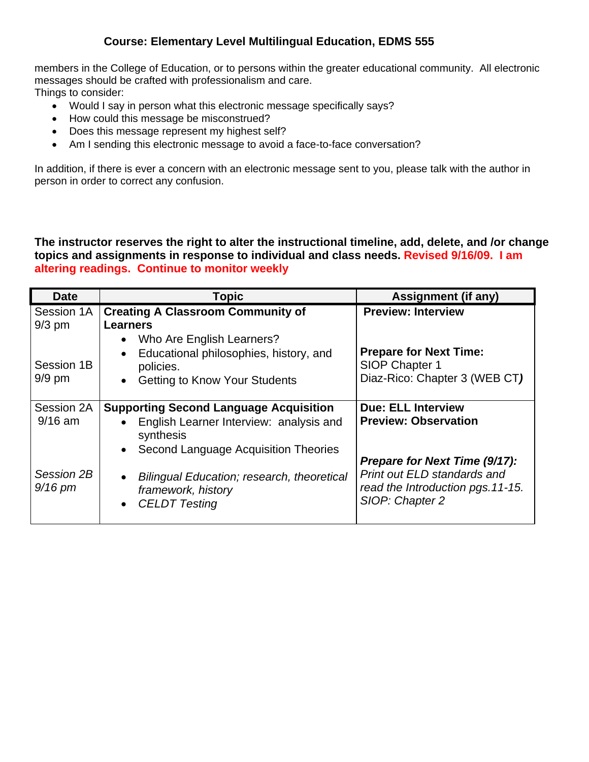members in the College of Education, or to persons within the greater educational community. All electronic messages should be crafted with professionalism and care.
Things to consider:

- Would I say in person what this electronic message specifically says?
- How could this message be misconstrued?
- Does this message represent my highest self?
- Am I sending this electronic message to avoid a face-to-face conversation?

In addition, if there is ever a concern with an electronic message sent to you, please talk with the author in person in order to correct any confusion.

**The instructor reserves the right to alter the instructional timeline, add, delete, and /or change topics and assignments in response to individual and class needs. Revised 9/16/09. I am altering readings. Continue to monitor weekly**

| Date | Topic | Assignment (if any) |
|---|---|---|
| Session 1A 9/3 pm<br><br>Session 1B 9/9 pm | **Creating A Classroom Community of Learners**<br>• Who Are English Learners?<br>• Educational philosophies, history, and policies.<br>• Getting to Know Your Students | **Preview: Interview**<br><br>**Prepare for Next Time:**<br>SIOP Chapter 1<br>Diaz-Rico: Chapter 3 (WEB CT) |
| Session 2A 9/16 am<br><br>*Session 2B 9/16 pm* | **Supporting Second Language Acquisition**<br>• English Learner Interview: analysis and synthesis<br>• Second Language Acquisition Theories<br>• *Bilingual Education; research, theoretical framework, history*<br>• *CELDT Testing* | **Due: ELL Interview**<br>**Preview: Observation**<br><br>***Prepare for Next Time (9/17):***<br>*Print out ELD standards and read the Introduction pgs.11-15.*<br>*SIOP: Chapter 2* |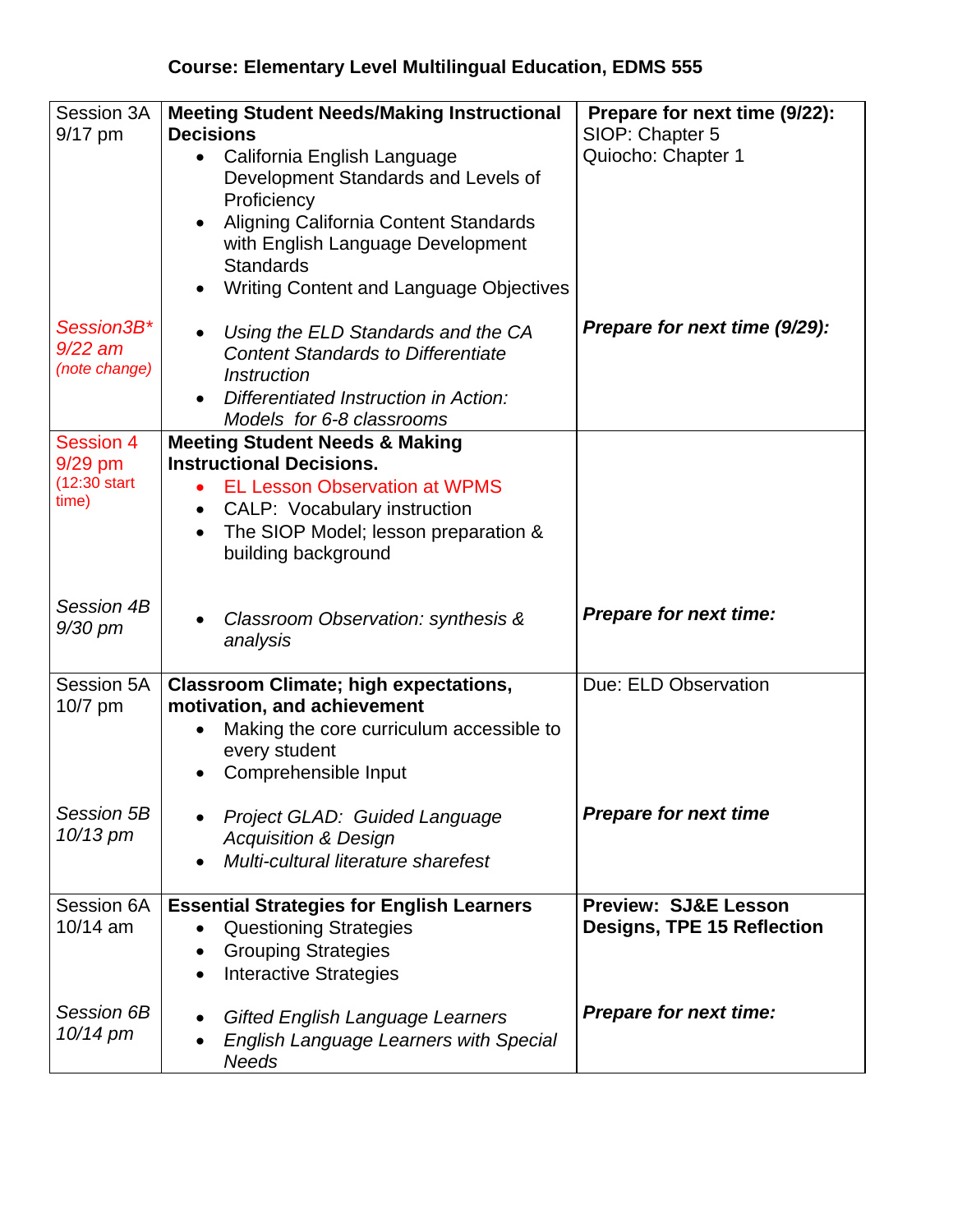**Course: Elementary Level Multilingual Education, EDMS 555**

| | | |
|---|---|---|
| Session 3A<br>9/17 pm | **Meeting Student Needs/Making Instructional Decisions**<br>• California English Language Development Standards and Levels of Proficiency<br>• Aligning California Content Standards with English Language Development Standards<br>• Writing Content and Language Objectives | **Prepare for next time (9/22):**<br>SIOP: Chapter 5<br>Quiocho: Chapter 1 |
| *Session3B\**<br>*9/22 am*<br>*(note change)* | • *Using the ELD Standards and the CA Content Standards to Differentiate Instruction*<br>• *Differentiated Instruction in Action: Models for 6-8 classrooms* | ***Prepare for next time (9/29):*** |
| Session 4<br>9/29 pm<br>(12:30 start time) | **Meeting Student Needs & Making Instructional Decisions.**<br>• EL Lesson Observation at WPMS<br>• CALP: Vocabulary instruction<br>• The SIOP Model; lesson preparation & building background | |
| *Session 4B*<br>*9/30 pm* | • *Classroom Observation: synthesis & analysis* | ***Prepare for next time:*** |
| Session 5A<br>10/7 pm | **Classroom Climate; high expectations, motivation, and achievement**<br>• Making the core curriculum accessible to every student<br>• Comprehensible Input | Due: ELD Observation |
| *Session 5B*<br>*10/13 pm* | • *Project GLAD: Guided Language Acquisition & Design*<br>• *Multi-cultural literature sharefest* | ***Prepare for next time*** |
| Session 6A<br>10/14 am | **Essential Strategies for English Learners**<br>• Questioning Strategies<br>• Grouping Strategies<br>• Interactive Strategies | **Preview: SJ&E Lesson Designs, TPE 15 Reflection** |
| *Session 6B*<br>*10/14 pm* | • *Gifted English Language Learners*<br>• *English Language Learners with Special Needs* | ***Prepare for next time:*** |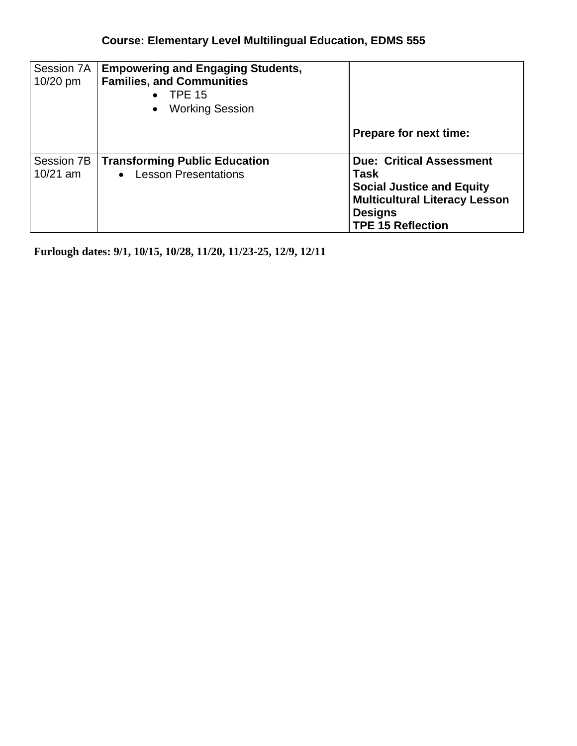**Course: Elementary Level Multilingual Education, EDMS 555**

| | | |
|---|---|---|
| Session 7A<br>10/20 pm | **Empowering and Engaging Students, Families, and Communities**<br>• TPE 15<br>• Working Session | **Prepare for next time:** |
| Session 7B<br>10/21 am | **Transforming Public Education**<br>• Lesson Presentations | **Due: Critical Assessment Task**<br>**Social Justice and Equity Multicultural Literacy Lesson Designs**<br>**TPE 15 Reflection** |

**Furlough dates: 9/1, 10/15, 10/28, 11/20, 11/23-25, 12/9, 12/11**